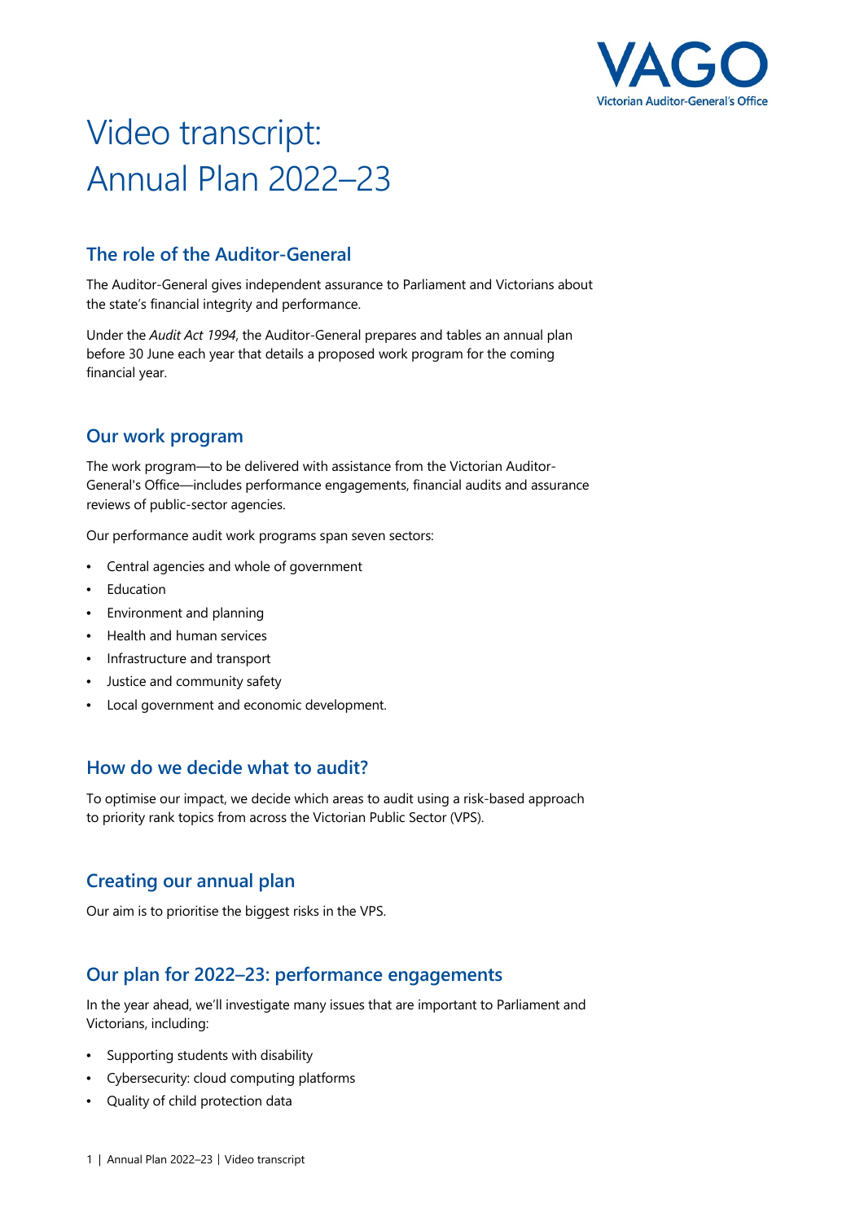# Video transcript: Annual Plan 2022–23

## The role of the Auditor-General

The Auditor-General gives independent assurance to Parliament and Victorians about the state's financial integrity and performance.

Under the *Audit Act 1994*, the Auditor-General prepares and tables an annual plan before 30 June each year that details a proposed work program for the coming financial year.

## Our work program

The work program—to be delivered with assistance from the Victorian Auditor-General's Office—includes performance engagements, financial audits and assurance reviews of public-sector agencies.

Our performance audit work programs span seven sectors:

- Central agencies and whole of government
- Education
- Environment and planning
- Health and human services
- Infrastructure and transport
- Justice and community safety
- Local government and economic development.

## How do we decide what to audit?

To optimise our impact, we decide which areas to audit using a risk-based approach to priority rank topics from across the Victorian Public Sector (VPS).

## Creating our annual plan

Our aim is to prioritise the biggest risks in the VPS.

## Our plan for 2022–23: performance engagements

In the year ahead, we'll investigate many issues that are important to Parliament and Victorians, including:

- Supporting students with disability
- Cybersecurity: cloud computing platforms
- Quality of child protection data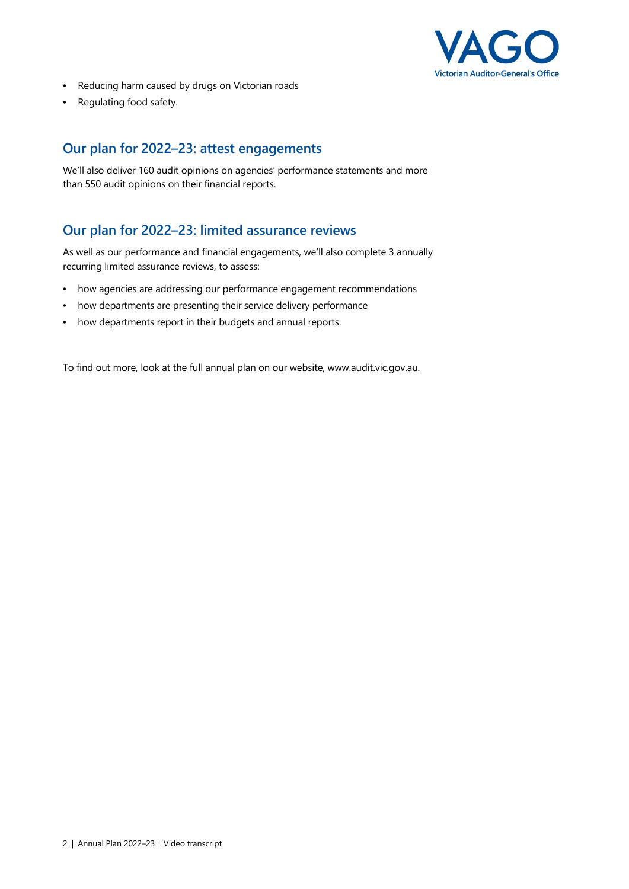- Reducing harm caused by drugs on Victorian roads
- Regulating food safety.

## Our plan for 2022–23: attest engagements

We'll also deliver 160 audit opinions on agencies' performance statements and more than 550 audit opinions on their financial reports.

## Our plan for 2022–23: limited assurance reviews

As well as our performance and financial engagements, we'll also complete 3 annually recurring limited assurance reviews, to assess:

- how agencies are addressing our performance engagement recommendations
- how departments are presenting their service delivery performance
- how departments report in their budgets and annual reports.

To find out more, look at the full annual plan on our website, www.audit.vic.gov.au.